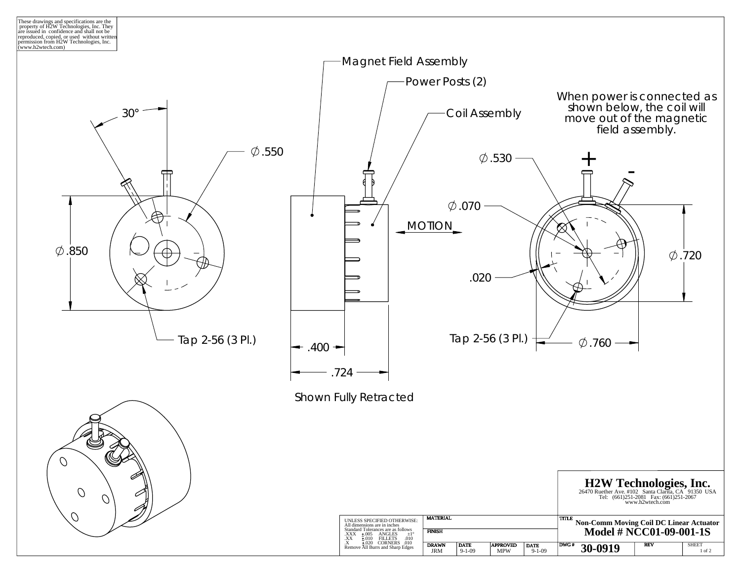These drawings and specifications are the property of H2W Technologies, Inc. They are issued in confidence and shall not be reproduced, copied, or used without written permission from H2W Technologies, Inc. (www.h2wtech.com)

Magnet Field Assembly

Power Posts (2)

Coil Assembly

When power is connected as shown below, the coil will move out of the magnetic field assembly.

30°

∅.550

∅.850

Tap 2-56 (3 Pl.)

MOTION

.400

.724

Shown Fully Retracted

∅.530

+

-

∅.070

∅.720

.020

Tap 2-56 (3 Pl.)

∅.760

UNLESS SPECIFIED OTHERWISE:
All dimensions are in inches
Standard Tolerances are as follows

| | | | |
|---|---|---|---|
| .XXX | ±.005 | ANGLES | ±1° |
| .XX | ±.010 | FILLETS | .010 |
| .X | ±.020 | CORNERS | .010 |

Remove All Burrs and Sharp Edges

| MATERIAL | | | |
|---|---|---|---|
| FINISH | | | |
| DRAWN | DATE | APPROVED | DATE |
| JRM | 9-1-09 | MPW | 9-1-09 |

## H2W Technologies, Inc.

26470 Ruether Ave. #102 Santa Clarita, CA 91350 USA
Tel: (661)251-2081 Fax: (661)251-2067
www.h2wtech.com

TITLE **Non-Comm Moving Coil DC Linear Actuator**
**Model # NCC01-09-001-1S**

| DWG # | REV | SHEET |
|---|---|---|
| **30-0919** | | 1 of 2 |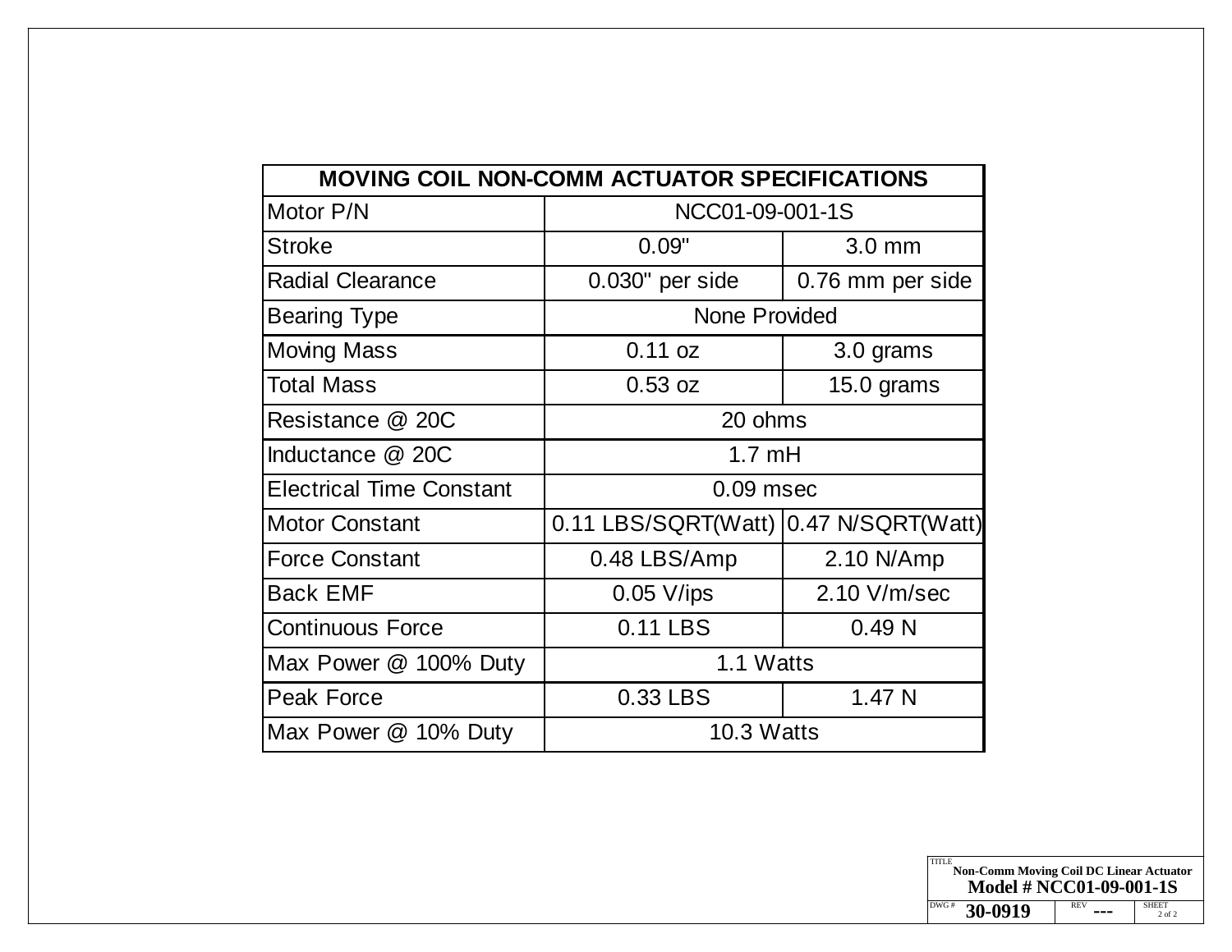| MOVING COIL NON-COMM ACTUATOR SPECIFICATIONS | | |
|---|---|---|
| Motor P/N | NCC01-09-001-1S | |
| Stroke | 0.09" | 3.0 mm |
| Radial Clearance | 0.030" per side | 0.76 mm per side |
| Bearing Type | None Provided | |
| Moving Mass | 0.11 oz | 3.0 grams |
| Total Mass | 0.53 oz | 15.0 grams |
| Resistance @ 20C | 20 ohms | |
| Inductance @ 20C | 1.7 mH | |
| Electrical Time Constant | 0.09 msec | |
| Motor Constant | 0.11 LBS/SQRT(Watt) | 0.47 N/SQRT(Watt) |
| Force Constant | 0.48 LBS/Amp | 2.10 N/Amp |
| Back EMF | 0.05 V/ips | 2.10 V/m/sec |
| Continuous Force | 0.11 LBS | 0.49 N |
| Max Power @ 100% Duty | 1.1 Watts | |
| Peak Force | 0.33 LBS | 1.47 N |
| Max Power @ 10% Duty | 10.3 Watts | |

TITLE
**Non-Comm Moving Coil DC Linear Actuator**
**Model # NCC01-09-001-1S**

DWG # **30-0919** REV **---** SHEET 2 of 2